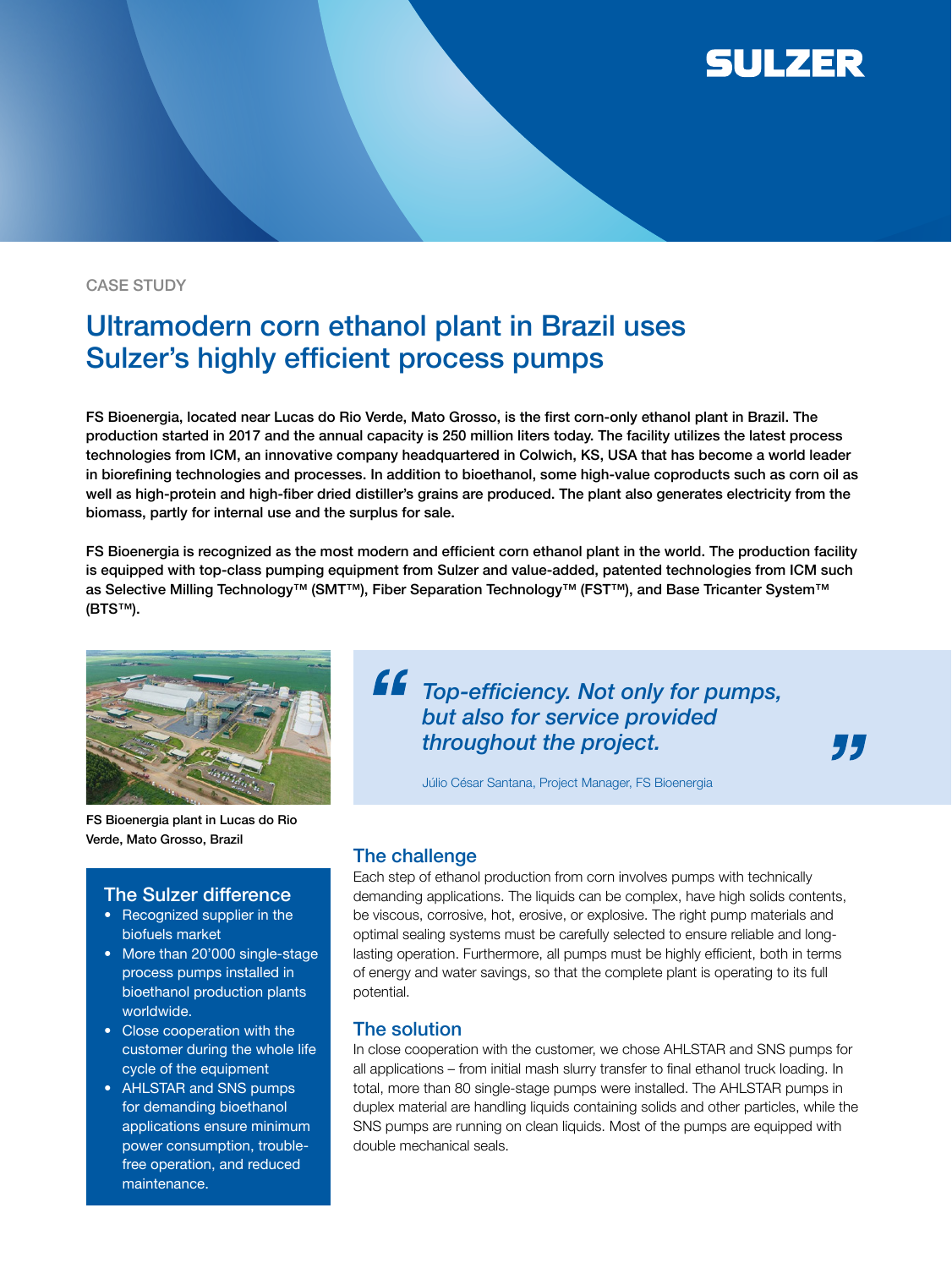SULZER

CASE STUDY

# Ultramodern corn ethanol plant in Brazil uses Sulzer's highly efficient process pumps

FS Bioenergia, located near Lucas do Rio Verde, Mato Grosso, is the first corn-only ethanol plant in Brazil. The production started in 2017 and the annual capacity is 250 million liters today. The facility utilizes the latest process technologies from ICM, an innovative company headquartered in Colwich, KS, USA that has become a world leader in biorefining technologies and processes. In addition to bioethanol, some high-value coproducts such as corn oil as well as high-protein and high-fiber dried distiller's grains are produced. The plant also generates electricity from the biomass, partly for internal use and the surplus for sale.

FS Bioenergia is recognized as the most modern and efficient corn ethanol plant in the world. The production facility is equipped with top-class pumping equipment from Sulzer and value-added, patented technologies from ICM such as Selective Milling Technology™ (SMT™), Fiber Separation Technology™ (FST™), and Base Tricanter System™ (BTS™).

FS Bioenergia plant in Lucas do Rio Verde, Mato Grosso, Brazil

> *Top-efficiency. Not only for pumps, but also for service provided throughout the project.*
>
> Júlio César Santana, Project Manager, FS Bioenergia

## The Sulzer difference

- Recognized supplier in the biofuels market
- More than 20'000 single-stage process pumps installed in bioethanol production plants worldwide.
- Close cooperation with the customer during the whole life cycle of the equipment
- AHLSTAR and SNS pumps for demanding bioethanol applications ensure minimum power consumption, trouble-free operation, and reduced maintenance.

## The challenge

Each step of ethanol production from corn involves pumps with technically demanding applications. The liquids can be complex, have high solids contents, be viscous, corrosive, hot, erosive, or explosive. The right pump materials and optimal sealing systems must be carefully selected to ensure reliable and long-lasting operation. Furthermore, all pumps must be highly efficient, both in terms of energy and water savings, so that the complete plant is operating to its full potential.

## The solution

In close cooperation with the customer, we chose AHLSTAR and SNS pumps for all applications – from initial mash slurry transfer to final ethanol truck loading. In total, more than 80 single-stage pumps were installed. The AHLSTAR pumps in duplex material are handling liquids containing solids and other particles, while the SNS pumps are running on clean liquids. Most of the pumps are equipped with double mechanical seals.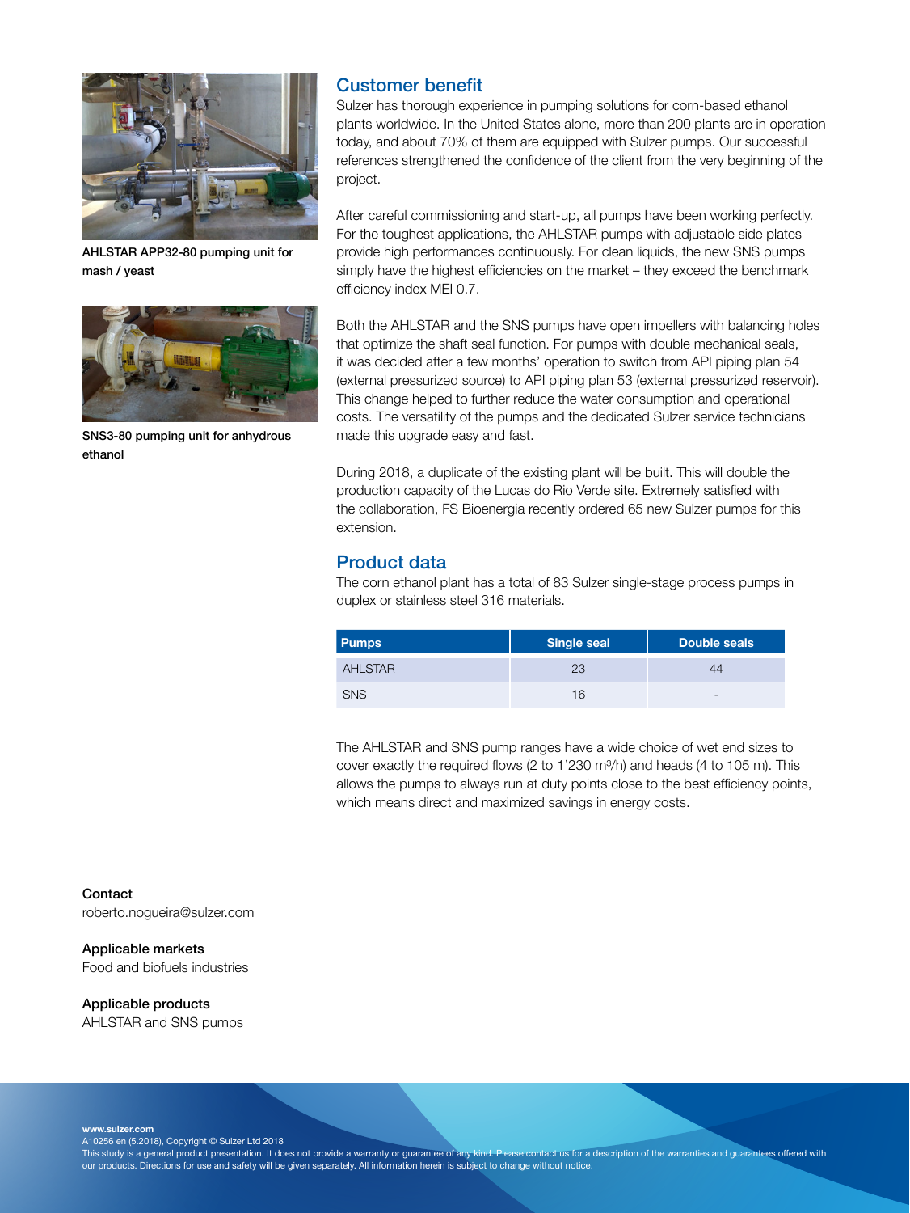AHLSTAR APP32-80 pumping unit for mash / yeast

SNS3-80 pumping unit for anhydrous ethanol

## Customer benefit

Sulzer has thorough experience in pumping solutions for corn-based ethanol plants worldwide. In the United States alone, more than 200 plants are in operation today, and about 70% of them are equipped with Sulzer pumps. Our successful references strengthened the confidence of the client from the very beginning of the project.

After careful commissioning and start-up, all pumps have been working perfectly. For the toughest applications, the AHLSTAR pumps with adjustable side plates provide high performances continuously. For clean liquids, the new SNS pumps simply have the highest efficiencies on the market – they exceed the benchmark efficiency index MEI 0.7.

Both the AHLSTAR and the SNS pumps have open impellers with balancing holes that optimize the shaft seal function. For pumps with double mechanical seals, it was decided after a few months' operation to switch from API piping plan 54 (external pressurized source) to API piping plan 53 (external pressurized reservoir). This change helped to further reduce the water consumption and operational costs. The versatility of the pumps and the dedicated Sulzer service technicians made this upgrade easy and fast.

During 2018, a duplicate of the existing plant will be built. This will double the production capacity of the Lucas do Rio Verde site. Extremely satisfied with the collaboration, FS Bioenergia recently ordered 65 new Sulzer pumps for this extension.

## Product data

The corn ethanol plant has a total of 83 Sulzer single-stage process pumps in duplex or stainless steel 316 materials.

| Pumps | Single seal | Double seals |
|---|---|---|
| AHLSTAR | 23 | 44 |
| SNS | 16 | - |

The AHLSTAR and SNS pump ranges have a wide choice of wet end sizes to cover exactly the required flows (2 to 1'230 m³/h) and heads (4 to 105 m). This allows the pumps to always run at duty points close to the best efficiency points, which means direct and maximized savings in energy costs.

**Contact**
roberto.nogueira@sulzer.com

**Applicable markets**
Food and biofuels industries

**Applicable products**
AHLSTAR and SNS pumps

**www.sulzer.com**
A10256 en (5.2018), Copyright © Sulzer Ltd 2018
This study is a general product presentation. It does not provide a warranty or guarantee of any kind. Please contact us for a description of the warranties and guarantees offered with our products. Directions for use and safety will be given separately. All information herein is subject to change without notice.